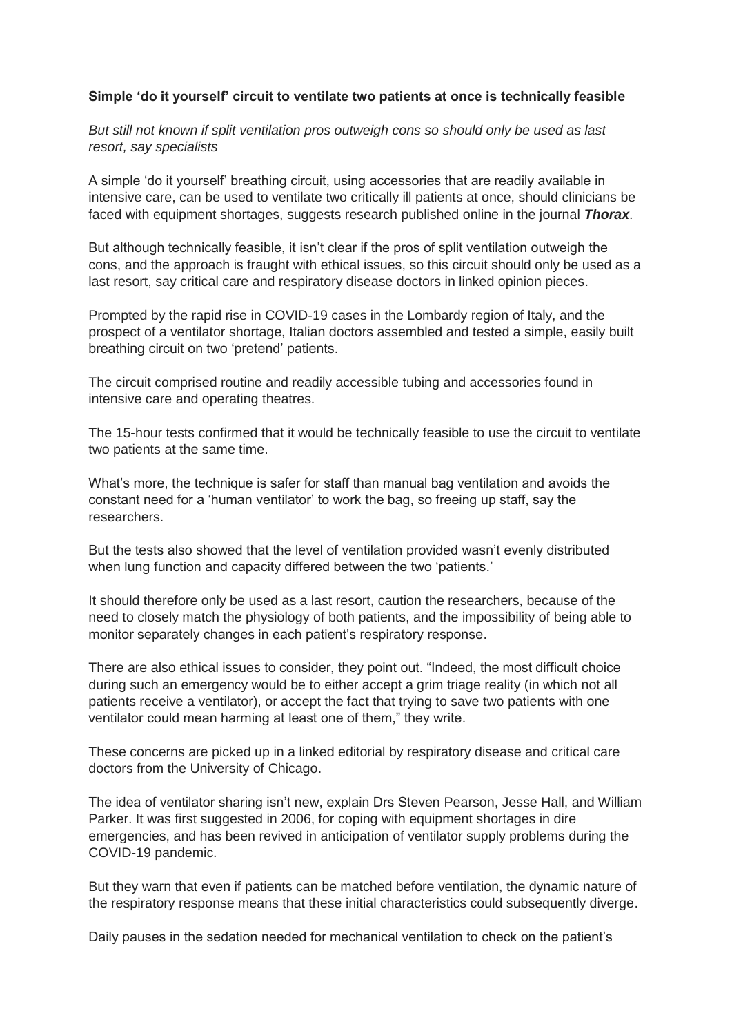**Simple ‘do it yourself’ circuit to ventilate two patients at once is technically feasible**

*But still not known if split ventilation pros outweigh cons so should only be used as last resort, say specialists*

A simple ‘do it yourself’ breathing circuit, using accessories that are readily available in intensive care, can be used to ventilate two critically ill patients at once, should clinicians be faced with equipment shortages, suggests research published online in the journal ***Thorax***.

But although technically feasible, it isn’t clear if the pros of split ventilation outweigh the cons, and the approach is fraught with ethical issues, so this circuit should only be used as a last resort, say critical care and respiratory disease doctors in linked opinion pieces.

Prompted by the rapid rise in COVID-19 cases in the Lombardy region of Italy, and the prospect of a ventilator shortage, Italian doctors assembled and tested a simple, easily built breathing circuit on two ‘pretend’ patients.

The circuit comprised routine and readily accessible tubing and accessories found in intensive care and operating theatres.

The 15-hour tests confirmed that it would be technically feasible to use the circuit to ventilate two patients at the same time.

What’s more, the technique is safer for staff than manual bag ventilation and avoids the constant need for a ‘human ventilator’ to work the bag, so freeing up staff, say the researchers.

But the tests also showed that the level of ventilation provided wasn’t evenly distributed when lung function and capacity differed between the two ‘patients.’

It should therefore only be used as a last resort, caution the researchers, because of the need to closely match the physiology of both patients, and the impossibility of being able to monitor separately changes in each patient’s respiratory response.

There are also ethical issues to consider, they point out. “Indeed, the most difficult choice during such an emergency would be to either accept a grim triage reality (in which not all patients receive a ventilator), or accept the fact that trying to save two patients with one ventilator could mean harming at least one of them,” they write.

These concerns are picked up in a linked editorial by respiratory disease and critical care doctors from the University of Chicago.

The idea of ventilator sharing isn’t new, explain Drs Steven Pearson, Jesse Hall, and William Parker. It was first suggested in 2006, for coping with equipment shortages in dire emergencies, and has been revived in anticipation of ventilator supply problems during the COVID-19 pandemic.

But they warn that even if patients can be matched before ventilation, the dynamic nature of the respiratory response means that these initial characteristics could subsequently diverge.

Daily pauses in the sedation needed for mechanical ventilation to check on the patient’s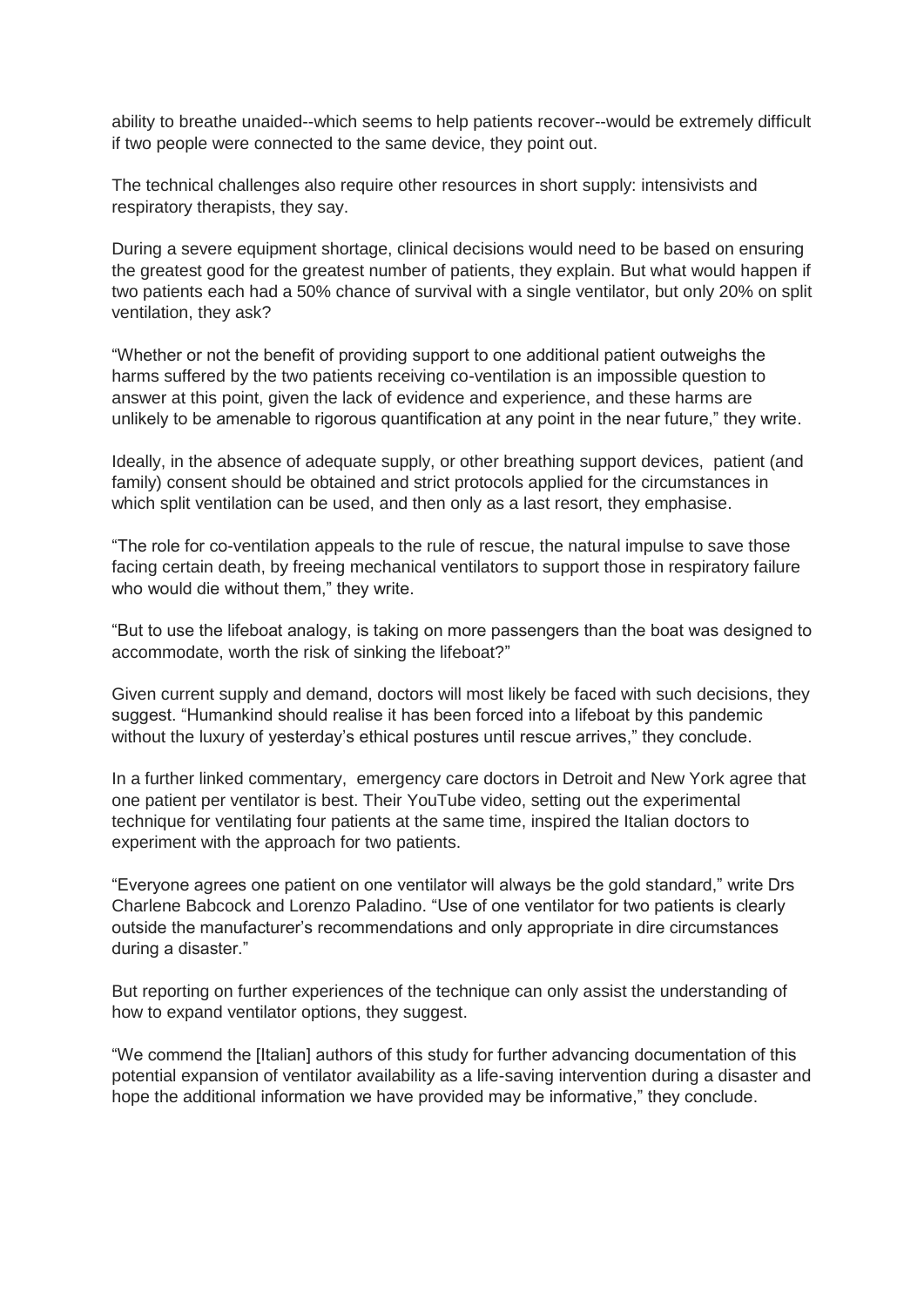ability to breathe unaided--which seems to help patients recover--would be extremely difficult if two people were connected to the same device, they point out.

The technical challenges also require other resources in short supply: intensivists and respiratory therapists, they say.

During a severe equipment shortage, clinical decisions would need to be based on ensuring the greatest good for the greatest number of patients, they explain. But what would happen if two patients each had a 50% chance of survival with a single ventilator, but only 20% on split ventilation, they ask?

“Whether or not the benefit of providing support to one additional patient outweighs the harms suffered by the two patients receiving co-ventilation is an impossible question to answer at this point, given the lack of evidence and experience, and these harms are unlikely to be amenable to rigorous quantification at any point in the near future,” they write.

Ideally, in the absence of adequate supply, or other breathing support devices, patient (and family) consent should be obtained and strict protocols applied for the circumstances in which split ventilation can be used, and then only as a last resort, they emphasise.

“The role for co-ventilation appeals to the rule of rescue, the natural impulse to save those facing certain death, by freeing mechanical ventilators to support those in respiratory failure who would die without them,” they write.

“But to use the lifeboat analogy, is taking on more passengers than the boat was designed to accommodate, worth the risk of sinking the lifeboat?”

Given current supply and demand, doctors will most likely be faced with such decisions, they suggest. “Humankind should realise it has been forced into a lifeboat by this pandemic without the luxury of yesterday’s ethical postures until rescue arrives,” they conclude.

In a further linked commentary, emergency care doctors in Detroit and New York agree that one patient per ventilator is best. Their YouTube video, setting out the experimental technique for ventilating four patients at the same time, inspired the Italian doctors to experiment with the approach for two patients.

“Everyone agrees one patient on one ventilator will always be the gold standard,” write Drs Charlene Babcock and Lorenzo Paladino. “Use of one ventilator for two patients is clearly outside the manufacturer’s recommendations and only appropriate in dire circumstances during a disaster.”

But reporting on further experiences of the technique can only assist the understanding of how to expand ventilator options, they suggest.

“We commend the [Italian] authors of this study for further advancing documentation of this potential expansion of ventilator availability as a life-saving intervention during a disaster and hope the additional information we have provided may be informative,” they conclude.